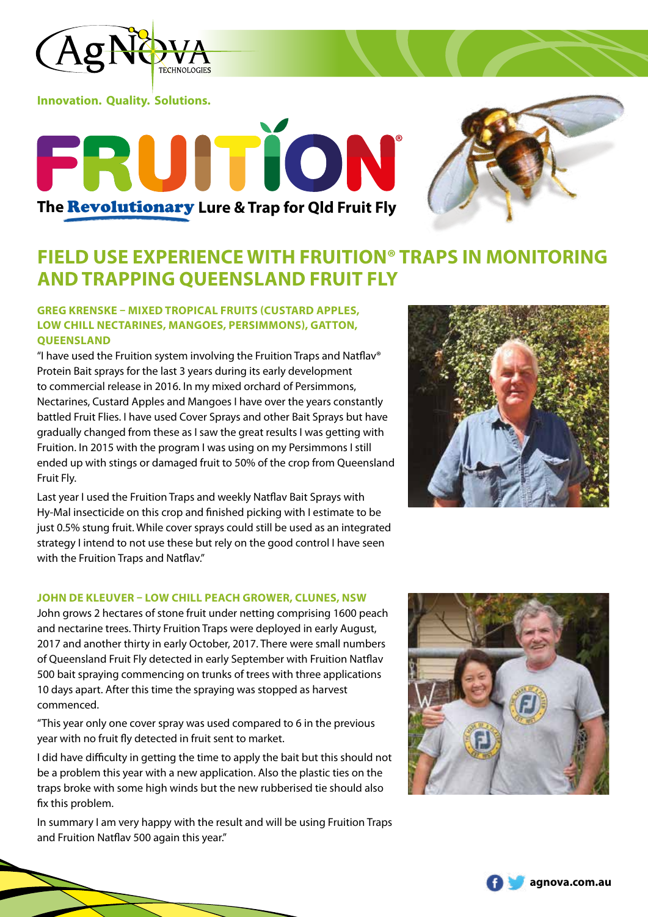AgNova TECHNOLOGIES

**Innovation. Quality. Solutions.**

# FRUITION®

**The Revolutionary Lure & Trap for Qld Fruit Fly**

## FIELD USE EXPERIENCE WITH FRUITION® TRAPS IN MONITORING AND TRAPPING QUEENSLAND FRUIT FLY

### GREG KRENSKE – MIXED TROPICAL FRUITS (CUSTARD APPLES, LOW CHILL NECTARINES, MANGOES, PERSIMMONS), GATTON, QUEENSLAND

"I have used the Fruition system involving the Fruition Traps and Natflav® Protein Bait sprays for the last 3 years during its early development to commercial release in 2016. In my mixed orchard of Persimmons, Nectarines, Custard Apples and Mangoes I have over the years constantly battled Fruit Flies. I have used Cover Sprays and other Bait Sprays but have gradually changed from these as I saw the great results I was getting with Fruition. In 2015 with the program I was using on my Persimmons I still ended up with stings or damaged fruit to 50% of the crop from Queensland Fruit Fly.

Last year I used the Fruition Traps and weekly Natflav Bait Sprays with Hy-Mal insecticide on this crop and finished picking with I estimate to be just 0.5% stung fruit. While cover sprays could still be used as an integrated strategy I intend to not use these but rely on the good control I have seen with the Fruition Traps and Natflav."

### JOHN DE KLEUVER – LOW CHILL PEACH GROWER, CLUNES, NSW

John grows 2 hectares of stone fruit under netting comprising 1600 peach and nectarine trees. Thirty Fruition Traps were deployed in early August, 2017 and another thirty in early October, 2017. There were small numbers of Queensland Fruit Fly detected in early September with Fruition Natflav 500 bait spraying commencing on trunks of trees with three applications 10 days apart. After this time the spraying was stopped as harvest commenced.

"This year only one cover spray was used compared to 6 in the previous year with no fruit fly detected in fruit sent to market.

I did have difficulty in getting the time to apply the bait but this should not be a problem this year with a new application. Also the plastic ties on the traps broke with some high winds but the new rubberised tie should also fix this problem.

In summary I am very happy with the result and will be using Fruition Traps and Fruition Natflav 500 again this year."

agnova.com.au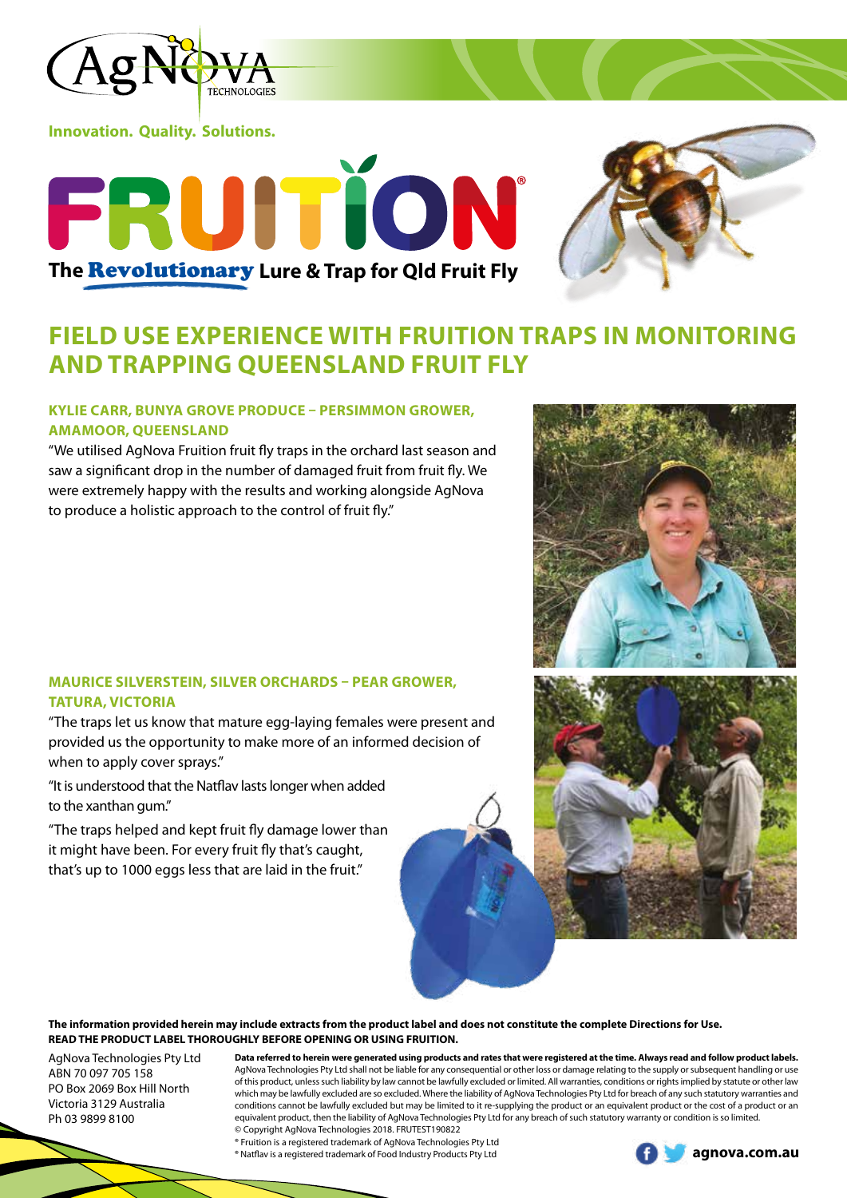AgNova TECHNOLOGIES

**Innovation. Quality. Solutions.**

FRUITION®

The **Revolutionary** Lure & Trap for Qld Fruit Fly

# FIELD USE EXPERIENCE WITH FRUITION TRAPS IN MONITORING AND TRAPPING QUEENSLAND FRUIT FLY

### KYLIE CARR, BUNYA GROVE PRODUCE – PERSIMMON GROWER, AMAMOOR, QUEENSLAND

"We utilised AgNova Fruition fruit fly traps in the orchard last season and saw a significant drop in the number of damaged fruit from fruit fly. We were extremely happy with the results and working alongside AgNova to produce a holistic approach to the control of fruit fly."

### MAURICE SILVERSTEIN, SILVER ORCHARDS – PEAR GROWER, TATURA, VICTORIA

"The traps let us know that mature egg-laying females were present and provided us the opportunity to make more of an informed decision of when to apply cover sprays."

"It is understood that the Natflav lasts longer when added to the xanthan gum."

"The traps helped and kept fruit fly damage lower than it might have been. For every fruit fly that's caught, that's up to 1000 eggs less that are laid in the fruit."

**The information provided herein may include extracts from the product label and does not constitute the complete Directions for Use.**
**READ THE PRODUCT LABEL THOROUGHLY BEFORE OPENING OR USING FRUITION.**

AgNova Technologies Pty Ltd
ABN 70 097 705 158
PO Box 2069 Box Hill North
Victoria 3129 Australia
Ph 03 9899 8100

**Data referred to herein were generated using products and rates that were registered at the time. Always read and follow product labels.** AgNova Technologies Pty Ltd shall not be liable for any consequential or other loss or damage relating to the supply or subsequent handling or use of this product, unless such liability by law cannot be lawfully excluded or limited. All warranties, conditions or rights implied by statute or other law which may be lawfully excluded are so excluded. Where the liability of AgNova Technologies Pty Ltd for breach of any such statutory warranties and conditions cannot be lawfully excluded but may be limited to it re-supplying the product or an equivalent product or the cost of a product or an equivalent product, then the liability of AgNova Technologies Pty Ltd for any breach of such statutory warranty or condition is so limited.
© Copyright AgNova Technologies 2018. FRUTEST190822
® Fruition is a registered trademark of AgNova Technologies Pty Ltd
® Natflav is a registered trademark of Food Industry Products Pty Ltd

agnova.com.au